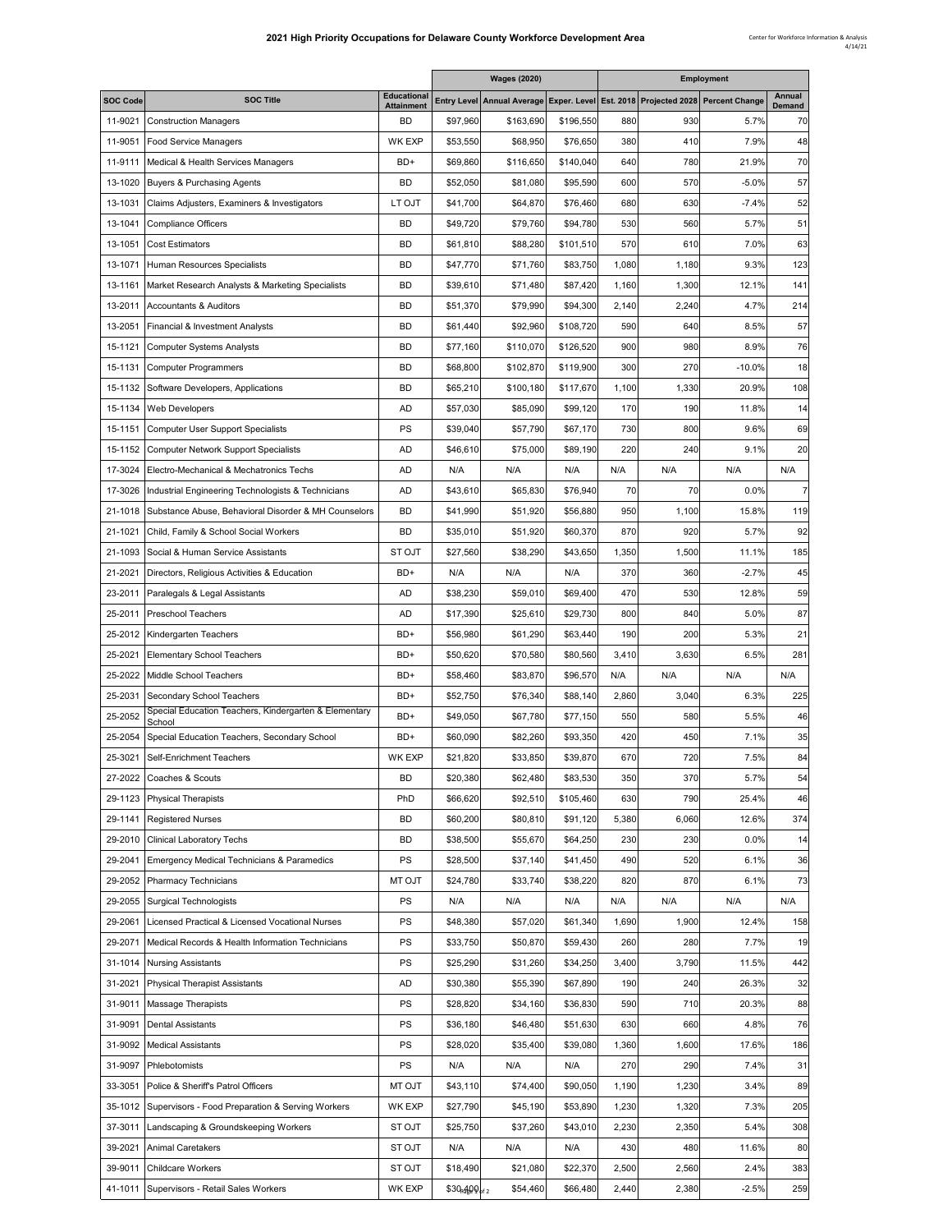# 2021 High Priority Occupations for Delaware County Workforce Development Area

Center for Workforce Information & Analysis
4/14/21

| SOC Code | SOC Title | Educational Attainment | Wages (2020) | | | Employment | | | |
|---|---|---|---|---|---|---|---|---|---|
| | | | Entry Level | Annual Average | Exper. Level | Est. 2018 | Projected 2028 | Percent Change | Annual Demand |
| 11-9021 | Construction Managers | BD | $97,960 | $163,690 | $196,550 | 880 | 930 | 5.7% | 70 |
| 11-9051 | Food Service Managers | WK EXP | $53,550 | $68,950 | $76,650 | 380 | 410 | 7.9% | 48 |
| 11-9111 | Medical & Health Services Managers | BD+ | $69,860 | $116,650 | $140,040 | 640 | 780 | 21.9% | 70 |
| 13-1020 | Buyers & Purchasing Agents | BD | $52,050 | $81,080 | $95,590 | 600 | 570 | -5.0% | 57 |
| 13-1031 | Claims Adjusters, Examiners & Investigators | LT OJT | $41,700 | $64,870 | $76,460 | 680 | 630 | -7.4% | 52 |
| 13-1041 | Compliance Officers | BD | $49,720 | $79,760 | $94,780 | 530 | 560 | 5.7% | 51 |
| 13-1051 | Cost Estimators | BD | $61,810 | $88,280 | $101,510 | 570 | 610 | 7.0% | 63 |
| 13-1071 | Human Resources Specialists | BD | $47,770 | $71,760 | $83,750 | 1,080 | 1,180 | 9.3% | 123 |
| 13-1161 | Market Research Analysts & Marketing Specialists | BD | $39,610 | $71,480 | $87,420 | 1,160 | 1,300 | 12.1% | 141 |
| 13-2011 | Accountants & Auditors | BD | $51,370 | $79,990 | $94,300 | 2,140 | 2,240 | 4.7% | 214 |
| 13-2051 | Financial & Investment Analysts | BD | $61,440 | $92,960 | $108,720 | 590 | 640 | 8.5% | 57 |
| 15-1121 | Computer Systems Analysts | BD | $77,160 | $110,070 | $126,520 | 900 | 980 | 8.9% | 76 |
| 15-1131 | Computer Programmers | BD | $68,800 | $102,870 | $119,900 | 300 | 270 | -10.0% | 18 |
| 15-1132 | Software Developers, Applications | BD | $65,210 | $100,180 | $117,670 | 1,100 | 1,330 | 20.9% | 108 |
| 15-1134 | Web Developers | AD | $57,030 | $85,090 | $99,120 | 170 | 190 | 11.8% | 14 |
| 15-1151 | Computer User Support Specialists | PS | $39,040 | $57,790 | $67,170 | 730 | 800 | 9.6% | 69 |
| 15-1152 | Computer Network Support Specialists | AD | $46,610 | $75,000 | $89,190 | 220 | 240 | 9.1% | 20 |
| 17-3024 | Electro-Mechanical & Mechatronics Techs | AD | N/A | N/A | N/A | N/A | N/A | N/A | N/A |
| 17-3026 | Industrial Engineering Technologists & Technicians | AD | $43,610 | $65,830 | $76,940 | 70 | 70 | 0.0% | 7 |
| 21-1018 | Substance Abuse, Behavioral Disorder & MH Counselors | BD | $41,990 | $51,920 | $56,880 | 950 | 1,100 | 15.8% | 119 |
| 21-1021 | Child, Family & School Social Workers | BD | $35,010 | $51,920 | $60,370 | 870 | 920 | 5.7% | 92 |
| 21-1093 | Social & Human Service Assistants | ST OJT | $27,560 | $38,290 | $43,650 | 1,350 | 1,500 | 11.1% | 185 |
| 21-2021 | Directors, Religious Activities & Education | BD+ | N/A | N/A | N/A | 370 | 360 | -2.7% | 45 |
| 23-2011 | Paralegals & Legal Assistants | AD | $38,230 | $59,010 | $69,400 | 470 | 530 | 12.8% | 59 |
| 25-2011 | Preschool Teachers | AD | $17,390 | $25,610 | $29,730 | 800 | 840 | 5.0% | 87 |
| 25-2012 | Kindergarten Teachers | BD+ | $56,980 | $61,290 | $63,440 | 190 | 200 | 5.3% | 21 |
| 25-2021 | Elementary School Teachers | BD+ | $50,620 | $70,580 | $80,560 | 3,410 | 3,630 | 6.5% | 281 |
| 25-2022 | Middle School Teachers | BD+ | $58,460 | $83,870 | $96,570 | N/A | N/A | N/A | N/A |
| 25-2031 | Secondary School Teachers | BD+ | $52,750 | $76,340 | $88,140 | 2,860 | 3,040 | 6.3% | 225 |
| 25-2052 | Special Education Teachers, Kindergarten & Elementary School | BD+ | $49,050 | $67,780 | $77,150 | 550 | 580 | 5.5% | 46 |
| 25-2054 | Special Education Teachers, Secondary School | BD+ | $60,090 | $82,260 | $93,350 | 420 | 450 | 7.1% | 35 |
| 25-3021 | Self-Enrichment Teachers | WK EXP | $21,820 | $33,850 | $39,870 | 670 | 720 | 7.5% | 84 |
| 27-2022 | Coaches & Scouts | BD | $20,380 | $62,480 | $83,530 | 350 | 370 | 5.7% | 54 |
| 29-1123 | Physical Therapists | PhD | $66,620 | $92,510 | $105,460 | 630 | 790 | 25.4% | 46 |
| 29-1141 | Registered Nurses | BD | $60,200 | $80,810 | $91,120 | 5,380 | 6,060 | 12.6% | 374 |
| 29-2010 | Clinical Laboratory Techs | BD | $38,500 | $55,670 | $64,250 | 230 | 230 | 0.0% | 14 |
| 29-2041 | Emergency Medical Technicians & Paramedics | PS | $28,500 | $37,140 | $41,450 | 490 | 520 | 6.1% | 36 |
| 29-2052 | Pharmacy Technicians | MT OJT | $24,780 | $33,740 | $38,220 | 820 | 870 | 6.1% | 73 |
| 29-2055 | Surgical Technologists | PS | N/A | N/A | N/A | N/A | N/A | N/A | N/A |
| 29-2061 | Licensed Practical & Licensed Vocational Nurses | PS | $48,380 | $57,020 | $61,340 | 1,690 | 1,900 | 12.4% | 158 |
| 29-2071 | Medical Records & Health Information Technicians | PS | $33,750 | $50,870 | $59,430 | 260 | 280 | 7.7% | 19 |
| 31-1014 | Nursing Assistants | PS | $25,290 | $31,260 | $34,250 | 3,400 | 3,790 | 11.5% | 442 |
| 31-2021 | Physical Therapist Assistants | AD | $30,380 | $55,390 | $67,890 | 190 | 240 | 26.3% | 32 |
| 31-9011 | Massage Therapists | PS | $28,820 | $34,160 | $36,830 | 590 | 710 | 20.3% | 88 |
| 31-9091 | Dental Assistants | PS | $36,180 | $46,480 | $51,630 | 630 | 660 | 4.8% | 76 |
| 31-9092 | Medical Assistants | PS | $28,020 | $35,400 | $39,080 | 1,360 | 1,600 | 17.6% | 186 |
| 31-9097 | Phlebotomists | PS | N/A | N/A | N/A | 270 | 290 | 7.4% | 31 |
| 33-3051 | Police & Sheriff's Patrol Officers | MT OJT | $43,110 | $74,400 | $90,050 | 1,190 | 1,230 | 3.4% | 89 |
| 35-1012 | Supervisors - Food Preparation & Serving Workers | WK EXP | $27,790 | $45,190 | $53,890 | 1,230 | 1,320 | 7.3% | 205 |
| 37-3011 | Landscaping & Groundskeeping Workers | ST OJT | $25,750 | $37,260 | $43,010 | 2,230 | 2,350 | 5.4% | 308 |
| 39-2021 | Animal Caretakers | ST OJT | N/A | N/A | N/A | 430 | 480 | 11.6% | 80 |
| 39-9011 | Childcare Workers | ST OJT | $18,490 | $21,080 | $22,370 | 2,500 | 2,560 | 2.4% | 383 |
| 41-1011 | Supervisors - Retail Sales Workers | WK EXP | $30,400 | $54,460 | $66,480 | 2,440 | 2,380 | -2.5% | 259 |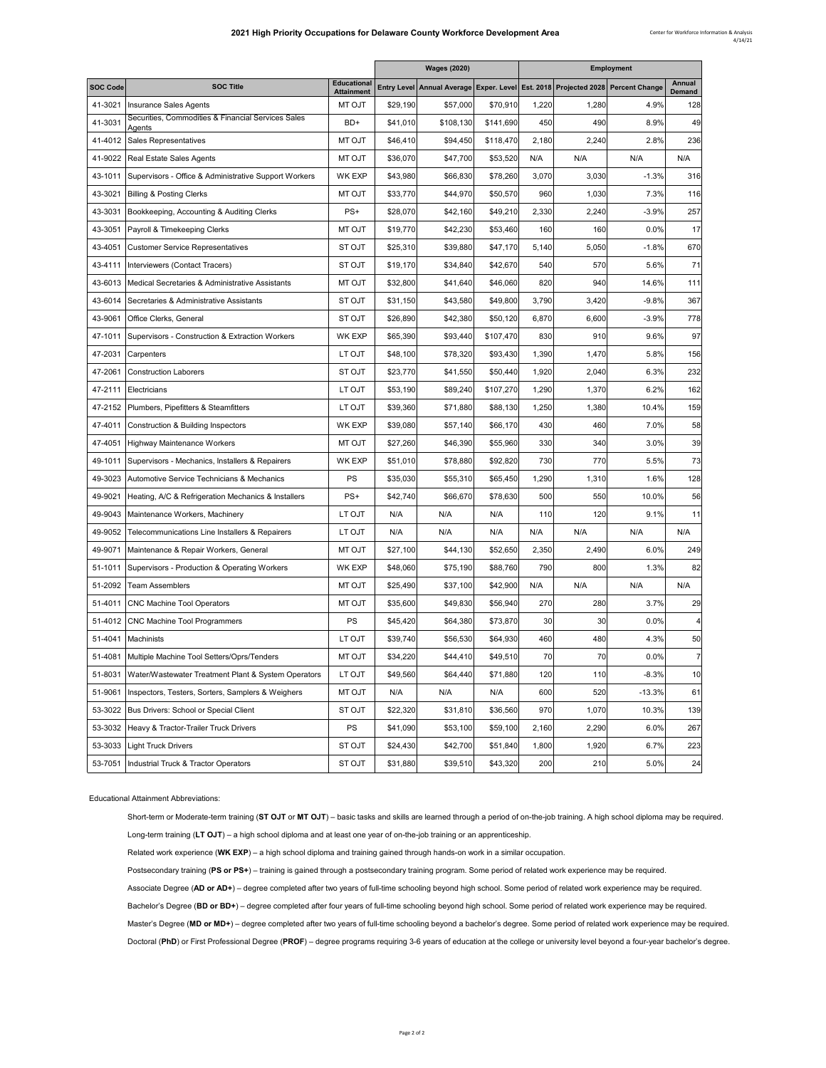## 2021 High Priority Occupations for Delaware County Workforce Development Area

Center for Workforce Information & Analysis
4/14/21

| | | | Wages (2020) | | | Employment | | | |
|---|---|---|---|---|---|---|---|---|---|
| SOC Code | SOC Title | Educational Attainment | Entry Level | Annual Average | Exper. Level | Est. 2018 | Projected 2028 | Percent Change | Annual Demand |
| 41-3021 | Insurance Sales Agents | MT OJT | $29,190 | $57,000 | $70,910 | 1,220 | 1,280 | 4.9% | 128 |
| 41-3031 | Securities, Commodities & Financial Services Sales Agents | BD+ | $41,010 | $108,130 | $141,690 | 450 | 490 | 8.9% | 49 |
| 41-4012 | Sales Representatives | MT OJT | $46,410 | $94,450 | $118,470 | 2,180 | 2,240 | 2.8% | 236 |
| 41-9022 | Real Estate Sales Agents | MT OJT | $36,070 | $47,700 | $53,520 | N/A | N/A | N/A | N/A |
| 43-1011 | Supervisors - Office & Administrative Support Workers | WK EXP | $43,980 | $66,830 | $78,260 | 3,070 | 3,030 | -1.3% | 316 |
| 43-3021 | Billing & Posting Clerks | MT OJT | $33,770 | $44,970 | $50,570 | 960 | 1,030 | 7.3% | 116 |
| 43-3031 | Bookkeeping, Accounting & Auditing Clerks | PS+ | $28,070 | $42,160 | $49,210 | 2,330 | 2,240 | -3.9% | 257 |
| 43-3051 | Payroll & Timekeeping Clerks | MT OJT | $19,770 | $42,230 | $53,460 | 160 | 160 | 0.0% | 17 |
| 43-4051 | Customer Service Representatives | ST OJT | $25,310 | $39,880 | $47,170 | 5,140 | 5,050 | -1.8% | 670 |
| 43-4111 | Interviewers (Contact Tracers) | ST OJT | $19,170 | $34,840 | $42,670 | 540 | 570 | 5.6% | 71 |
| 43-6013 | Medical Secretaries & Administrative Assistants | MT OJT | $32,800 | $41,640 | $46,060 | 820 | 940 | 14.6% | 111 |
| 43-6014 | Secretaries & Administrative Assistants | ST OJT | $31,150 | $43,580 | $49,800 | 3,790 | 3,420 | -9.8% | 367 |
| 43-9061 | Office Clerks, General | ST OJT | $26,890 | $42,380 | $50,120 | 6,870 | 6,600 | -3.9% | 778 |
| 47-1011 | Supervisors - Construction & Extraction Workers | WK EXP | $65,390 | $93,440 | $107,470 | 830 | 910 | 9.6% | 97 |
| 47-2031 | Carpenters | LT OJT | $48,100 | $78,320 | $93,430 | 1,390 | 1,470 | 5.8% | 156 |
| 47-2061 | Construction Laborers | ST OJT | $23,770 | $41,550 | $50,440 | 1,920 | 2,040 | 6.3% | 232 |
| 47-2111 | Electricians | LT OJT | $53,190 | $89,240 | $107,270 | 1,290 | 1,370 | 6.2% | 162 |
| 47-2152 | Plumbers, Pipefitters & Steamfitters | LT OJT | $39,360 | $71,880 | $88,130 | 1,250 | 1,380 | 10.4% | 159 |
| 47-4011 | Construction & Building Inspectors | WK EXP | $39,080 | $57,140 | $66,170 | 430 | 460 | 7.0% | 58 |
| 47-4051 | Highway Maintenance Workers | MT OJT | $27,260 | $46,390 | $55,960 | 330 | 340 | 3.0% | 39 |
| 49-1011 | Supervisors - Mechanics, Installers & Repairers | WK EXP | $51,010 | $78,880 | $92,820 | 730 | 770 | 5.5% | 73 |
| 49-3023 | Automotive Service Technicians & Mechanics | PS | $35,030 | $55,310 | $65,450 | 1,290 | 1,310 | 1.6% | 128 |
| 49-9021 | Heating, A/C & Refrigeration Mechanics & Installers | PS+ | $42,740 | $66,670 | $78,630 | 500 | 550 | 10.0% | 56 |
| 49-9043 | Maintenance Workers, Machinery | LT OJT | N/A | N/A | N/A | 110 | 120 | 9.1% | 11 |
| 49-9052 | Telecommunications Line Installers & Repairers | LT OJT | N/A | N/A | N/A | N/A | N/A | N/A | N/A |
| 49-9071 | Maintenance & Repair Workers, General | MT OJT | $27,100 | $44,130 | $52,650 | 2,350 | 2,490 | 6.0% | 249 |
| 51-1011 | Supervisors - Production & Operating Workers | WK EXP | $48,060 | $75,190 | $88,760 | 790 | 800 | 1.3% | 82 |
| 51-2092 | Team Assemblers | MT OJT | $25,490 | $37,100 | $42,900 | N/A | N/A | N/A | N/A |
| 51-4011 | CNC Machine Tool Operators | MT OJT | $35,600 | $49,830 | $56,940 | 270 | 280 | 3.7% | 29 |
| 51-4012 | CNC Machine Tool Programmers | PS | $45,420 | $64,380 | $73,870 | 30 | 30 | 0.0% | 4 |
| 51-4041 | Machinists | LT OJT | $39,740 | $56,530 | $64,930 | 460 | 480 | 4.3% | 50 |
| 51-4081 | Multiple Machine Tool Setters/Oprs/Tenders | MT OJT | $34,220 | $44,410 | $49,510 | 70 | 70 | 0.0% | 7 |
| 51-8031 | Water/Wastewater Treatment Plant & System Operators | LT OJT | $49,560 | $64,440 | $71,880 | 120 | 110 | -8.3% | 10 |
| 51-9061 | Inspectors, Testers, Sorters, Samplers & Weighers | MT OJT | N/A | N/A | N/A | 600 | 520 | -13.3% | 61 |
| 53-3022 | Bus Drivers: School or Special Client | ST OJT | $22,320 | $31,810 | $36,560 | 970 | 1,070 | 10.3% | 139 |
| 53-3032 | Heavy & Tractor-Trailer Truck Drivers | PS | $41,090 | $53,100 | $59,100 | 2,160 | 2,290 | 6.0% | 267 |
| 53-3033 | Light Truck Drivers | ST OJT | $24,430 | $42,700 | $51,840 | 1,800 | 1,920 | 6.7% | 223 |
| 53-7051 | Industrial Truck & Tractor Operators | ST OJT | $31,880 | $39,510 | $43,320 | 200 | 210 | 5.0% | 24 |

Educational Attainment Abbreviations:

Short-term or Moderate-term training (**ST OJT** or **MT OJT**) – basic tasks and skills are learned through a period of on-the-job training. A high school diploma may be required.

Long-term training (**LT OJT**) – a high school diploma and at least one year of on-the-job training or an apprenticeship.

Related work experience (**WK EXP**) – a high school diploma and training gained through hands-on work in a similar occupation.

Postsecondary training (**PS or PS+**) – training is gained through a postsecondary training program. Some period of related work experience may be required.

Associate Degree (**AD or AD+**) – degree completed after two years of full-time schooling beyond high school. Some period of related work experience may be required.

Bachelor's Degree (**BD or BD+**) – degree completed after four years of full-time schooling beyond high school. Some period of related work experience may be required.

Master's Degree (**MD or MD+**) – degree completed after two years of full-time schooling beyond a bachelor's degree. Some period of related work experience may be required.

Doctoral (**PhD**) or First Professional Degree (**PROF**) – degree programs requiring 3-6 years of education at the college or university level beyond a four-year bachelor's degree.